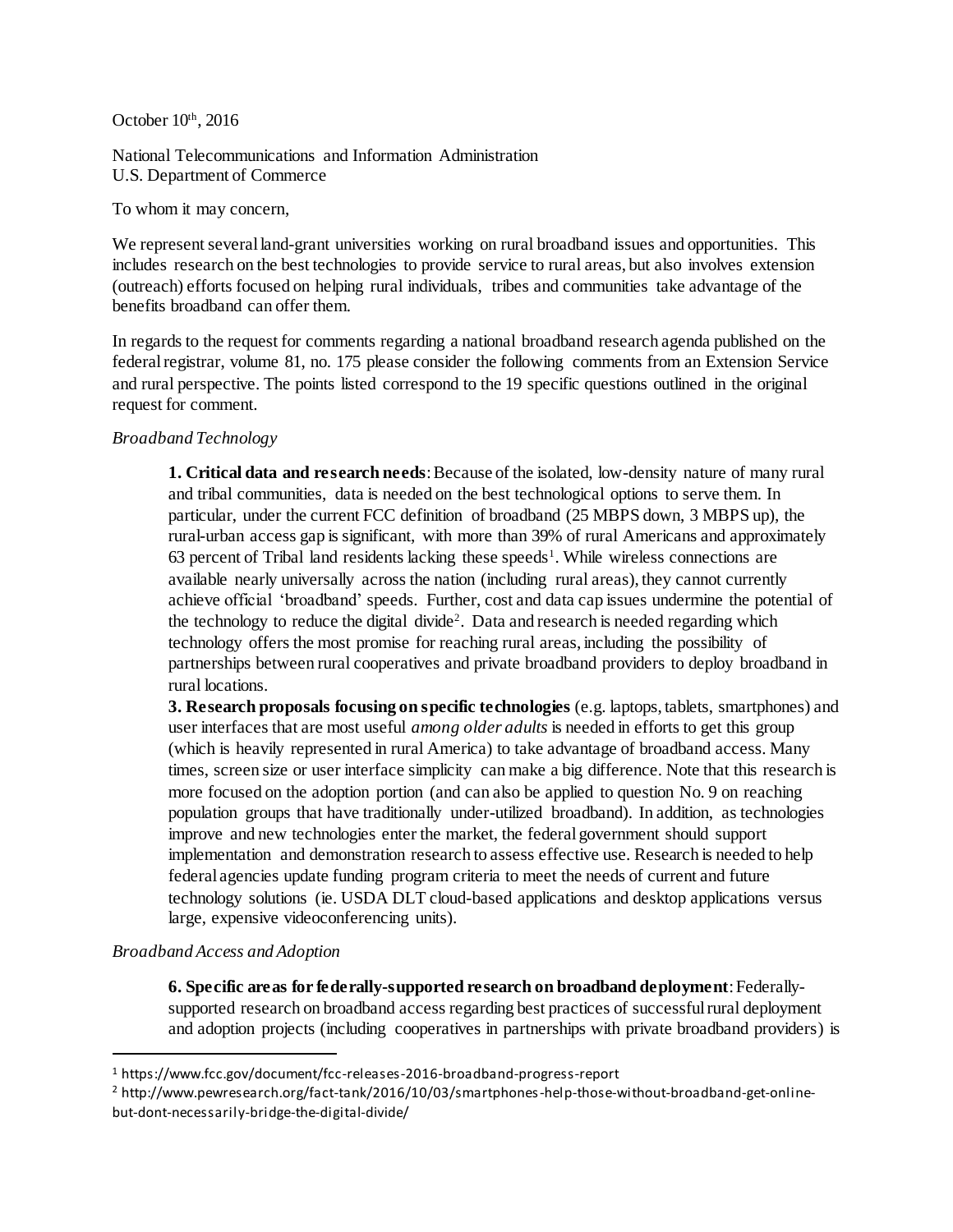October 10th, 2016

National Telecommunications and Information Administration
U.S. Department of Commerce

To whom it may concern,

We represent several land-grant universities working on rural broadband issues and opportunities. This includes research on the best technologies to provide service to rural areas, but also involves extension (outreach) efforts focused on helping rural individuals, tribes and communities take advantage of the benefits broadband can offer them.

In regards to the request for comments regarding a national broadband research agenda published on the federal registrar, volume 81, no. 175 please consider the following comments from an Extension Service and rural perspective. The points listed correspond to the 19 specific questions outlined in the original request for comment.

*Broadband Technology*

> **1. Critical data and research needs**: Because of the isolated, low-density nature of many rural and tribal communities, data is needed on the best technological options to serve them. In particular, under the current FCC definition of broadband (25 MBPS down, 3 MBPS up), the rural-urban access gap is significant, with more than 39% of rural Americans and approximately 63 percent of Tribal land residents lacking these speeds[1]. While wireless connections are available nearly universally across the nation (including rural areas), they cannot currently achieve official 'broadband' speeds. Further, cost and data cap issues undermine the potential of the technology to reduce the digital divide[2]. Data and research is needed regarding which technology offers the most promise for reaching rural areas, including the possibility of partnerships between rural cooperatives and private broadband providers to deploy broadband in rural locations.
>
> **3. Research proposals focusing on specific technologies** (e.g. laptops, tablets, smartphones) and user interfaces that are most useful *among older adults* is needed in efforts to get this group (which is heavily represented in rural America) to take advantage of broadband access. Many times, screen size or user interface simplicity can make a big difference. Note that this research is more focused on the adoption portion (and can also be applied to question No. 9 on reaching population groups that have traditionally under-utilized broadband). In addition, as technologies improve and new technologies enter the market, the federal government should support implementation and demonstration research to assess effective use. Research is needed to help federal agencies update funding program criteria to meet the needs of current and future technology solutions (ie. USDA DLT cloud-based applications and desktop applications versus large, expensive videoconferencing units).

*Broadband Access and Adoption*

> **6. Specific areas for federally-supported research on broadband deployment**: Federally-supported research on broadband access regarding best practices of successful rural deployment and adoption projects (including cooperatives in partnerships with private broadband providers) is

[1] https://www.fcc.gov/document/fcc-releases-2016-broadband-progress-report

[2] http://www.pewresearch.org/fact-tank/2016/10/03/smartphones-help-those-without-broadband-get-online-but-dont-necessarily-bridge-the-digital-divide/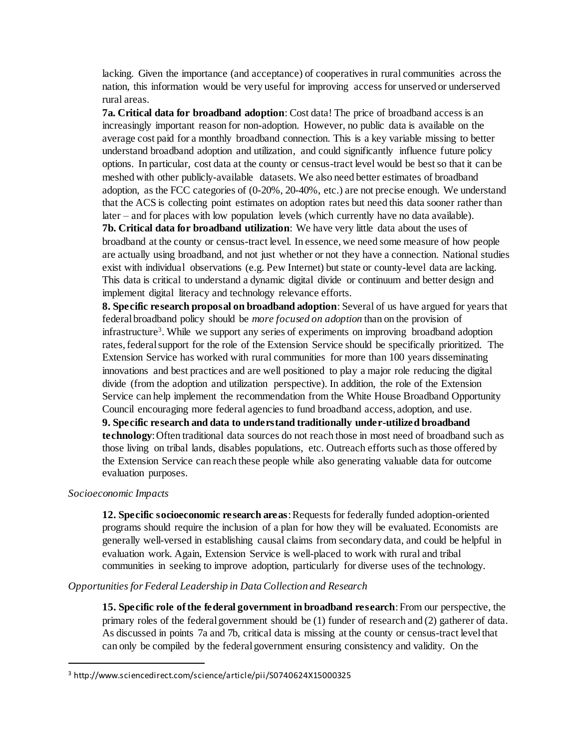lacking. Given the importance (and acceptance) of cooperatives in rural communities across the nation, this information would be very useful for improving access for unserved or underserved rural areas.

**7a. Critical data for broadband adoption**: Cost data! The price of broadband access is an increasingly important reason for non-adoption. However, no public data is available on the average cost paid for a monthly broadband connection. This is a key variable missing to better understand broadband adoption and utilization, and could significantly influence future policy options. In particular, cost data at the county or census-tract level would be best so that it can be meshed with other publicly-available datasets. We also need better estimates of broadband adoption, as the FCC categories of (0-20%, 20-40%, etc.) are not precise enough. We understand that the ACS is collecting point estimates on adoption rates but need this data sooner rather than later – and for places with low population levels (which currently have no data available).

**7b. Critical data for broadband utilization**: We have very little data about the uses of broadband at the county or census-tract level. In essence, we need some measure of how people are actually using broadband, and not just whether or not they have a connection. National studies exist with individual observations (e.g. Pew Internet) but state or county-level data are lacking. This data is critical to understand a dynamic digital divide or continuum and better design and implement digital literacy and technology relevance efforts.

**8. Specific research proposal on broadband adoption**: Several of us have argued for years that federal broadband policy should be *more focused on adoption* than on the provision of infrastructure[3]. While we support any series of experiments on improving broadband adoption rates, federal support for the role of the Extension Service should be specifically prioritized. The Extension Service has worked with rural communities for more than 100 years disseminating innovations and best practices and are well positioned to play a major role reducing the digital divide (from the adoption and utilization perspective). In addition, the role of the Extension Service can help implement the recommendation from the White House Broadband Opportunity Council encouraging more federal agencies to fund broadband access, adoption, and use.

**9. Specific research and data to understand traditionally under-utilized broadband technology**: Often traditional data sources do not reach those in most need of broadband such as those living on tribal lands, disables populations, etc. Outreach efforts such as those offered by the Extension Service can reach these people while also generating valuable data for outcome evaluation purposes.

*Socioeconomic Impacts*

**12. Specific socioeconomic research areas**: Requests for federally funded adoption-oriented programs should require the inclusion of a plan for how they will be evaluated. Economists are generally well-versed in establishing causal claims from secondary data, and could be helpful in evaluation work. Again, Extension Service is well-placed to work with rural and tribal communities in seeking to improve adoption, particularly for diverse uses of the technology.

*Opportunities for Federal Leadership in Data Collection and Research*

**15. Specific role of the federal government in broadband research**: From our perspective, the primary roles of the federal government should be (1) funder of research and (2) gatherer of data. As discussed in points 7a and 7b, critical data is missing at the county or census-tract level that can only be compiled by the federal government ensuring consistency and validity. On the

[3] http://www.sciencedirect.com/science/article/pii/S0740624X15000325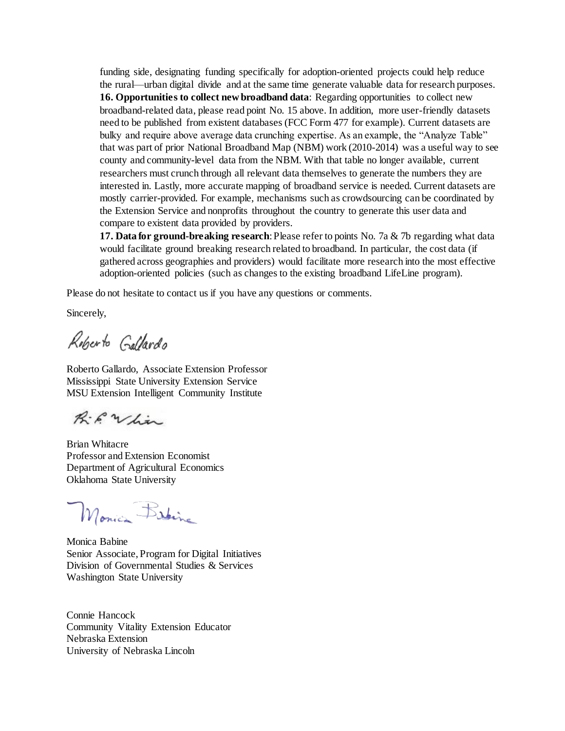funding side, designating funding specifically for adoption-oriented projects could help reduce the rural—urban digital divide and at the same time generate valuable data for research purposes.

**16. Opportunities to collect new broadband data**: Regarding opportunities to collect new broadband-related data, please read point No. 15 above. In addition, more user-friendly datasets need to be published from existent databases (FCC Form 477 for example). Current datasets are bulky and require above average data crunching expertise. As an example, the "Analyze Table" that was part of prior National Broadband Map (NBM) work (2010-2014) was a useful way to see county and community-level data from the NBM. With that table no longer available, current researchers must crunch through all relevant data themselves to generate the numbers they are interested in. Lastly, more accurate mapping of broadband service is needed. Current datasets are mostly carrier-provided. For example, mechanisms such as crowdsourcing can be coordinated by the Extension Service and nonprofits throughout the country to generate this user data and compare to existent data provided by providers.

**17. Data for ground-breaking research**: Please refer to points No. 7a & 7b regarding what data would facilitate ground breaking research related to broadband. In particular, the cost data (if gathered across geographies and providers) would facilitate more research into the most effective adoption-oriented policies (such as changes to the existing broadband LifeLine program).

Please do not hesitate to contact us if you have any questions or comments.

Sincerely,

Roberto Gallardo, Associate Extension Professor
Mississippi State University Extension Service
MSU Extension Intelligent Community Institute

Brian Whitacre
Professor and Extension Economist
Department of Agricultural Economics
Oklahoma State University

Monica Babine
Senior Associate, Program for Digital Initiatives
Division of Governmental Studies & Services
Washington State University

Connie Hancock
Community Vitality Extension Educator
Nebraska Extension
University of Nebraska Lincoln